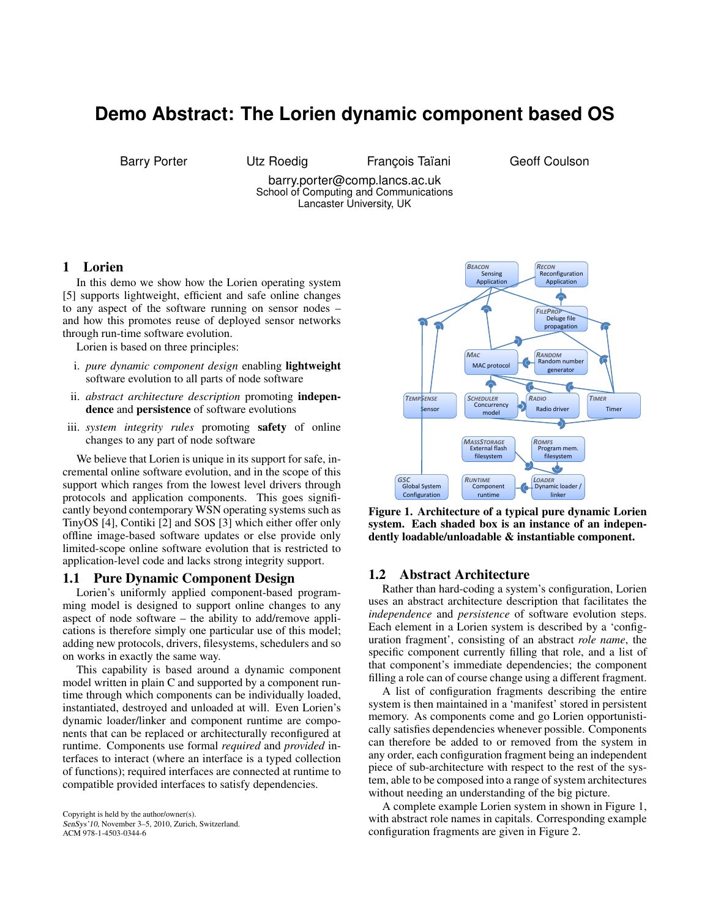# Demo Abstract: The Lorien dynamic component based OS

Barry Porter Utz Roedig François Taïani Geoff Coulson

barry.porter@comp.lancs.ac.uk
School of Computing and Communications
Lancaster University, UK

## 1 Lorien

In this demo we show how the Lorien operating system [5] supports lightweight, efficient and safe online changes to any aspect of the software running on sensor nodes – and how this promotes reuse of deployed sensor networks through run-time software evolution.

Lorien is based on three principles:

i. *pure dynamic component design* enabling **lightweight** software evolution to all parts of node software
ii. *abstract architecture description* promoting **independence** and **persistence** of software evolutions
iii. *system integrity rules* promoting **safety** of online changes to any part of node software

We believe that Lorien is unique in its support for safe, incremental online software evolution, and in the scope of this support which ranges from the lowest level drivers through protocols and application components. This goes significantly beyond contemporary WSN operating systems such as TinyOS [4], Contiki [2] and SOS [3] which either offer only offline image-based software updates or else provide only limited-scope online software evolution that is restricted to application-level code and lacks strong integrity support.

### 1.1 Pure Dynamic Component Design

Lorien's uniformly applied component-based programming model is designed to support online changes to any aspect of node software – the ability to add/remove applications is therefore simply one particular use of this model; adding new protocols, drivers, filesystems, schedulers and so on works in exactly the same way.

This capability is based around a dynamic component model written in plain C and supported by a component runtime through which components can be individually loaded, instantiated, destroyed and unloaded at will. Even Lorien's dynamic loader/linker and component runtime are components that can be replaced or architecturally reconfigured at runtime. Components use formal *required* and *provided* interfaces to interact (where an interface is a typed collection of functions); required interfaces are connected at runtime to compatible provided interfaces to satisfy dependencies.

Copyright is held by the author/owner(s).
*SenSys'10*, November 3–5, 2010, Zurich, Switzerland.
ACM 978-1-4503-0344-6

BEACON Sensing Application
RECON Reconfiguration Application
FILEPROP Deluge file propagation
MAC MAC protocol
RANDOM Random number generator
TEMPSENSE Sensor
SCHEDULER Concurrency model
RADIO Radio driver
TIMER Timer
MASSSTORAGE External flash filesystem
ROMFS Program mem. filesystem
GSC Global System Configuration
RUNTIME Component runtime
LOADER Dynamic loader / linker

**Figure 1. Architecture of a typical pure dynamic Lorien system. Each shaded box is an instance of an independently loadable/unloadable & instantiable component.**

### 1.2 Abstract Architecture

Rather than hard-coding a system's configuration, Lorien uses an abstract architecture description that facilitates the *independence* and *persistence* of software evolution steps. Each element in a Lorien system is described by a 'configuration fragment', consisting of an abstract *role name*, the specific component currently filling that role, and a list of that component's immediate dependencies; the component filling a role can of course change using a different fragment.

A list of configuration fragments describing the entire system is then maintained in a 'manifest' stored in persistent memory. As components come and go Lorien opportunistically satisfies dependencies whenever possible. Components can therefore be added to or removed from the system in any order, each configuration fragment being an independent piece of sub-architecture with respect to the rest of the system, able to be composed into a range of system architectures without needing an understanding of the big picture.

A complete example Lorien system in shown in Figure 1, with abstract role names in capitals. Corresponding example configuration fragments are given in Figure 2.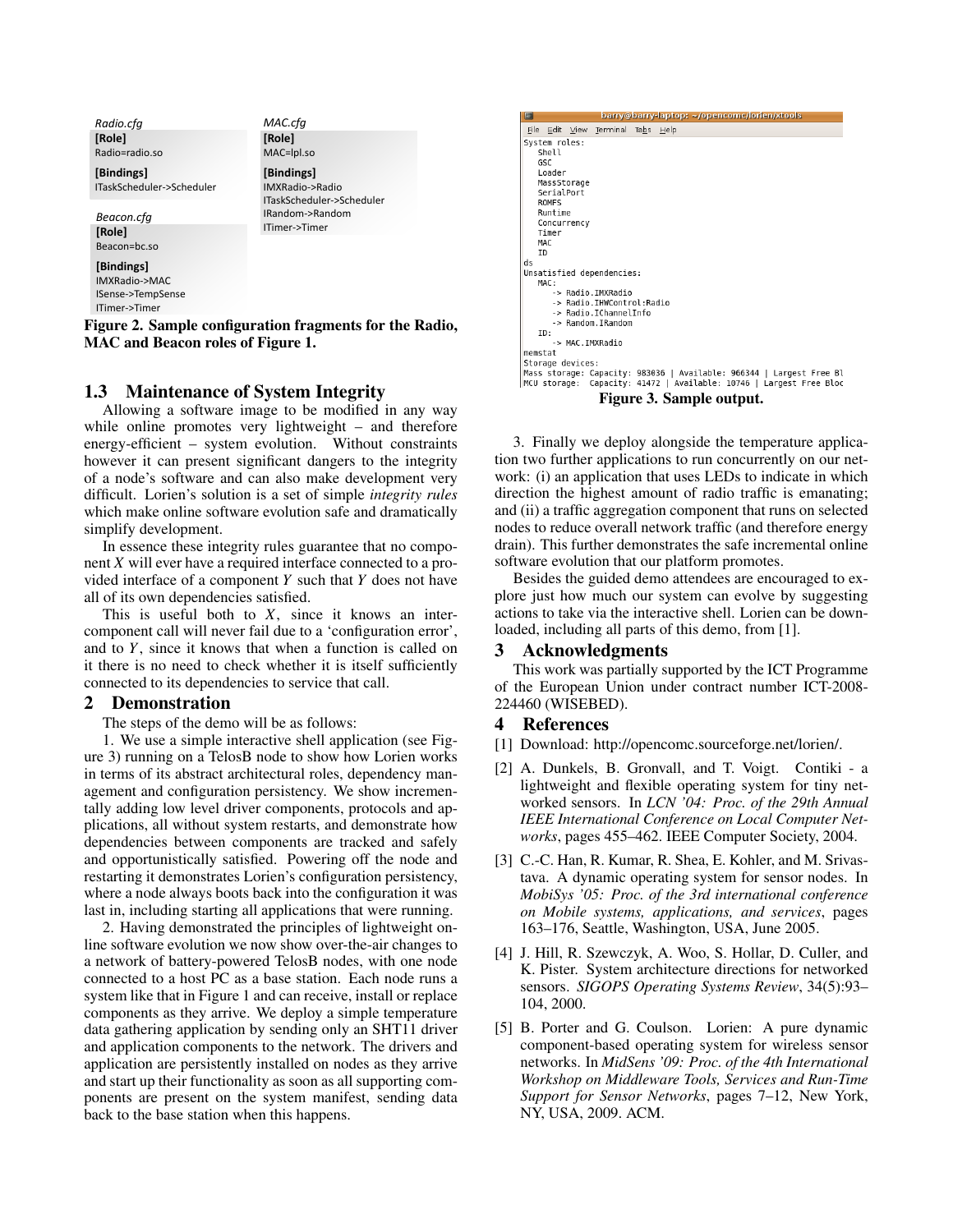*Radio.cfg*

**[Role]**
Radio=radio.so

**[Bindings]**
ITaskScheduler->Scheduler

*MAC.cfg*

**[Role]**
MAC=lpl.so

**[Bindings]**
IMXRadio->Radio
ITaskScheduler->Scheduler
IRandom->Random
ITimer->Timer

*Beacon.cfg*

**[Role]**
Beacon=bc.so

**[Bindings]**
IMXRadio->MAC
ISense->TempSense
ITimer->Timer

**Figure 2. Sample configuration fragments for the Radio, MAC and Beacon roles of Figure 1.**

## 1.3 Maintenance of System Integrity

Allowing a software image to be modified in any way while online promotes very lightweight – and therefore energy-efficient – system evolution. Without constraints however it can present significant dangers to the integrity of a node's software and can also make development very difficult. Lorien's solution is a set of simple *integrity rules* which make online software evolution safe and dramatically simplify development.

In essence these integrity rules guarantee that no component $X$ will ever have a required interface connected to a provided interface of a component $Y$ such that $Y$ does not have all of its own dependencies satisfied.

This is useful both to $X$, since it knows an inter-component call will never fail due to a 'configuration error', and to $Y$, since it knows that when a function is called on it there is no need to check whether it is itself sufficiently connected to its dependencies to service that call.

# 2 Demonstration

The steps of the demo will be as follows:

1. We use a simple interactive shell application (see Figure 3) running on a TelosB node to show how Lorien works in terms of its abstract architectural roles, dependency management and configuration persistency. We show incrementally adding low level driver components, protocols and applications, all without system restarts, and demonstrate how dependencies between components are tracked and safely and opportunistically satisfied. Powering off the node and restarting it demonstrates Lorien's configuration persistency, where a node always boots back into the configuration it was last in, including starting all applications that were running.

2. Having demonstrated the principles of lightweight online software evolution we now show over-the-air changes to a network of battery-powered TelosB nodes, with one node connected to a host PC as a base station. Each node runs a system like that in Figure 1 and can receive, install or replace components as they arrive. We deploy a simple temperature data gathering application by sending only an SHT11 driver and application components to the network. The drivers and application are persistently installed on nodes as they arrive and start up their functionality as soon as all supporting components are present on the system manifest, sending data back to the base station when this happens.

```
barry@barry-laptop: ~/opencomc/lorien/xtools
File Edit View Terminal Tabs Help
System roles:
   Shell
   GSC
   Loader
   MassStorage
   SerialPort
   ROMFS
   Runtime
   Concurrency
   Timer
   MAC
   ID
ds
Unsatisfied dependencies:
   MAC:
      -> Radio.IMXRadio
      -> Radio.IHWControl:Radio
      -> Radio.IChannelInfo
      -> Random.IRandom
   ID:
      -> MAC.IMXRadio
memstat
Storage devices:
Mass storage: Capacity: 983036 | Available: 966344 | Largest Free Bl
MCU storage:  Capacity: 41472 | Available: 10746 | Largest Free Bloc
```

**Figure 3. Sample output.**

3. Finally we deploy alongside the temperature application two further applications to run concurrently on our network: (i) an application that uses LEDs to indicate in which direction the highest amount of radio traffic is emanating; and (ii) a traffic aggregation component that runs on selected nodes to reduce overall network traffic (and therefore energy drain). This further demonstrates the safe incremental online software evolution that our platform promotes.

Besides the guided demo attendees are encouraged to explore just how much our system can evolve by suggesting actions to take via the interactive shell. Lorien can be downloaded, including all parts of this demo, from [1].

# 3 Acknowledgments

This work was partially supported by the ICT Programme of the European Union under contract number ICT-2008-224460 (WISEBED).

# 4 References

[1] Download: http://opencomc.sourceforge.net/lorien/.

[2] A. Dunkels, B. Gronvall, and T. Voigt. Contiki - a lightweight and flexible operating system for tiny networked sensors. In *LCN '04: Proc. of the 29th Annual IEEE International Conference on Local Computer Networks*, pages 455–462. IEEE Computer Society, 2004.

[3] C.-C. Han, R. Kumar, R. Shea, E. Kohler, and M. Srivastava. A dynamic operating system for sensor nodes. In *MobiSys '05: Proc. of the 3rd international conference on Mobile systems, applications, and services*, pages 163–176, Seattle, Washington, USA, June 2005.

[4] J. Hill, R. Szewczyk, A. Woo, S. Hollar, D. Culler, and K. Pister. System architecture directions for networked sensors. *SIGOPS Operating Systems Review*, 34(5):93–104, 2000.

[5] B. Porter and G. Coulson. Lorien: A pure dynamic component-based operating system for wireless sensor networks. In *MidSens '09: Proc. of the 4th International Workshop on Middleware Tools, Services and Run-Time Support for Sensor Networks*, pages 7–12, New York, NY, USA, 2009. ACM.